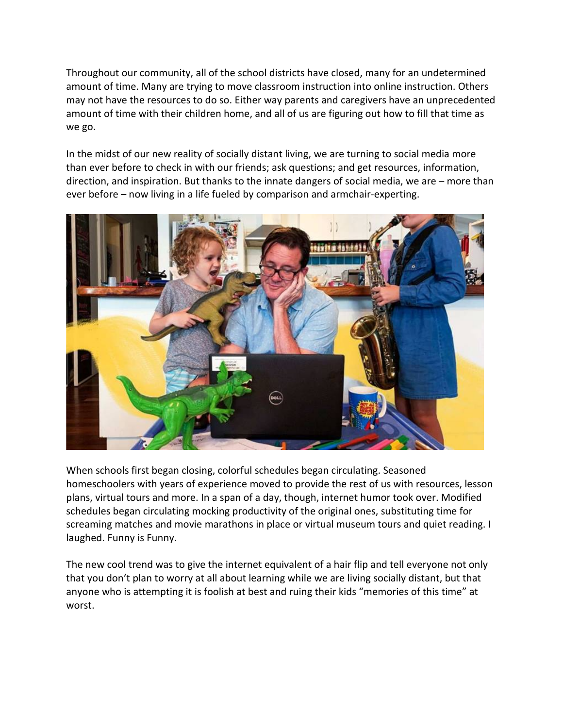Throughout our community, all of the school districts have closed, many for an undetermined amount of time. Many are trying to move classroom instruction into online instruction. Others may not have the resources to do so. Either way parents and caregivers have an unprecedented amount of time with their children home, and all of us are figuring out how to fill that time as we go.

In the midst of our new reality of socially distant living, we are turning to social media more than ever before to check in with our friends; ask questions; and get resources, information, direction, and inspiration. But thanks to the innate dangers of social media, we are – more than ever before – now living in a life fueled by comparison and armchair-experting.

When schools first began closing, colorful schedules began circulating. Seasoned homeschoolers with years of experience moved to provide the rest of us with resources, lesson plans, virtual tours and more. In a span of a day, though, internet humor took over. Modified schedules began circulating mocking productivity of the original ones, substituting time for screaming matches and movie marathons in place or virtual museum tours and quiet reading. I laughed. Funny is Funny.

The new cool trend was to give the internet equivalent of a hair flip and tell everyone not only that you don't plan to worry at all about learning while we are living socially distant, but that anyone who is attempting it is foolish at best and ruing their kids "memories of this time" at worst.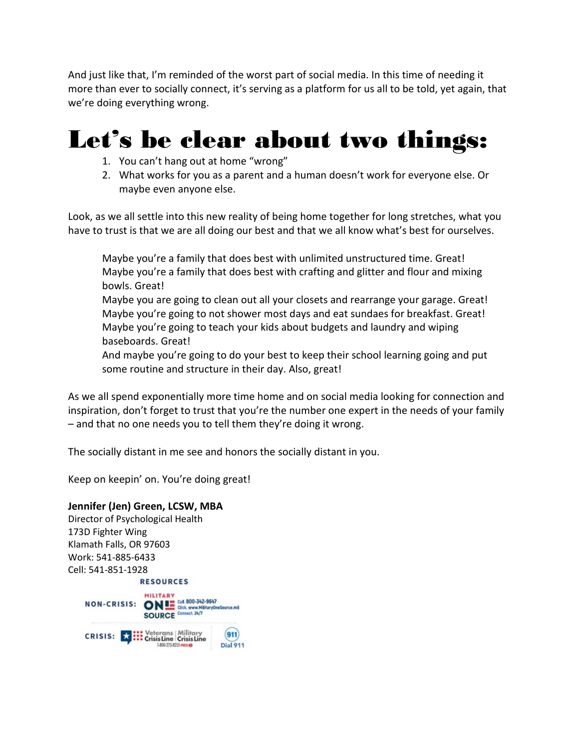And just like that, I'm reminded of the worst part of social media. In this time of needing it more than ever to socially connect, it's serving as a platform for us all to be told, yet again, that we're doing everything wrong.

# Let's be clear about two things:

1. You can't hang out at home "wrong"
2. What works for you as a parent and a human doesn't work for everyone else. Or maybe even anyone else.

Look, as we all settle into this new reality of being home together for long stretches, what you have to trust is that we are all doing our best and that we all know what's best for ourselves.

> Maybe you're a family that does best with unlimited unstructured time. Great!
> Maybe you're a family that does best with crafting and glitter and flour and mixing bowls. Great!
> Maybe you are going to clean out all your closets and rearrange your garage. Great!
> Maybe you're going to not shower most days and eat sundaes for breakfast. Great!
> Maybe you're going to teach your kids about budgets and laundry and wiping baseboards. Great!
> And maybe you're going to do your best to keep their school learning going and put some routine and structure in their day. Also, great!

As we all spend exponentially more time home and on social media looking for connection and inspiration, don't forget to trust that you're the number one expert in the needs of your family – and that no one needs you to tell them they're doing it wrong.

The socially distant in me see and honors the socially distant in you.

Keep on keepin' on. You're doing great!

**Jennifer (Jen) Green, LCSW, MBA**
Director of Psychological Health
173D Fighter Wing
Klamath Falls, OR 97603
Work: 541-885-6433
Cell: 541-851-1928

RESOURCES

NON-CRISIS: MILITARY ONE SOURCE Call. 800-342-9647 Click. www.MilitaryOneSource.mil Connect. 24/7

CRISIS: Veterans | Military Crisis Line 1-800-273-8255 PRESS 1 — 911 Dial 911